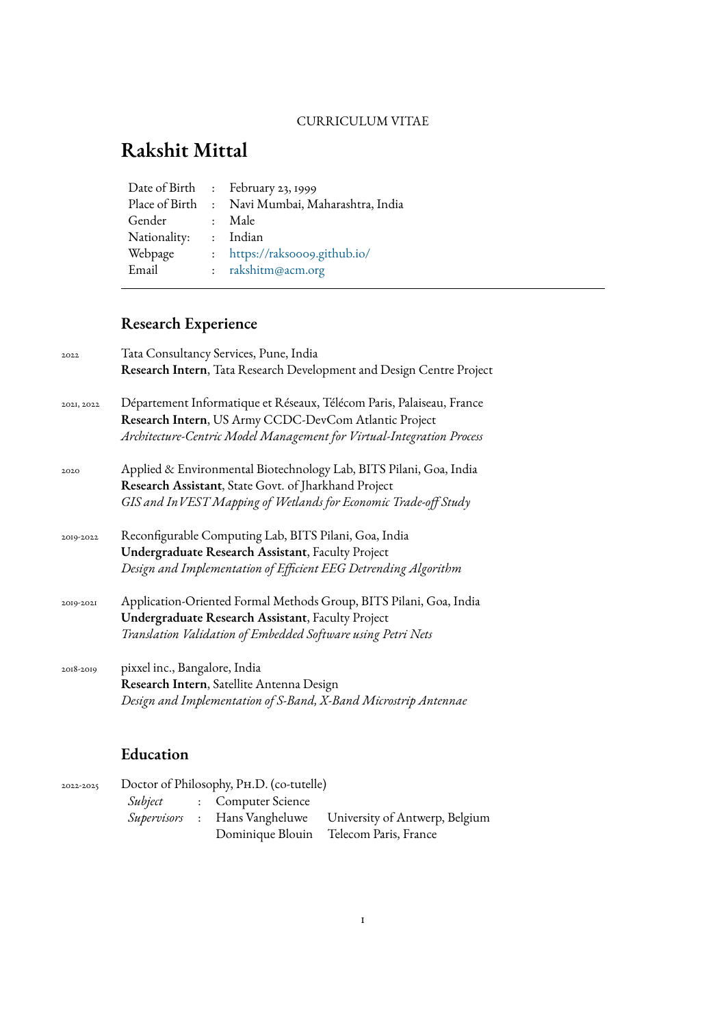CURRICULUM VITAE

# Rakshit Mittal

| | | |
|---|---|---|
| Date of Birth | : | February 23, 1999 |
| Place of Birth | : | Navi Mumbai, Maharashtra, India |
| Gender | : | Male |
| Nationality: | : | Indian |
| Webpage | : | https://raks0009.github.io/ |
| Email | : | rakshitm@acm.org |

---

## Research Experience

2022 — Tata Consultancy Services, Pune, India
**Research Intern**, Tata Research Development and Design Centre Project

2021, 2022 — Département Informatique et Réseaux, Télécom Paris, Palaiseau, France
**Research Intern**, US Army CCDC-DevCom Atlantic Project
*Architecture-Centric Model Management for Virtual-Integration Process*

2020 — Applied & Environmental Biotechnology Lab, BITS Pilani, Goa, India
**Research Assistant**, State Govt. of Jharkhand Project
*GIS and InVEST Mapping of Wetlands for Economic Trade-off Study*

2019-2022 — Reconfigurable Computing Lab, BITS Pilani, Goa, India
**Undergraduate Research Assistant**, Faculty Project
*Design and Implementation of Efficient EEG Detrending Algorithm*

2019-2021 — Application-Oriented Formal Methods Group, BITS Pilani, Goa, India
**Undergraduate Research Assistant**, Faculty Project
*Translation Validation of Embedded Software using Petri Nets*

2018-2019 — pixxel inc., Bangalore, India
**Research Intern**, Satellite Antenna Design
*Design and Implementation of S-Band, X-Band Microstrip Antennae*

## Education

2022-2025 — Doctor of Philosophy, Ph.D. (co-tutelle)

| | | | |
|---|---|---|---|
| *Subject* | : | Computer Science | |
| *Supervisors* | : | Hans Vangheluwe | University of Antwerp, Belgium |
| | | Dominique Blouin | Telecom Paris, France |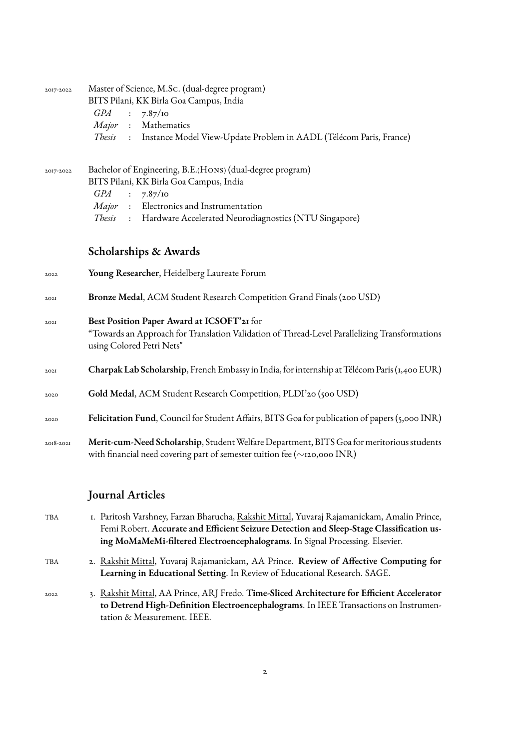2017-2022 Master of Science, M.Sc. (dual-degree program)
BITS Pilani, KK Birla Goa Campus, India

- *GPA* : 7.87/10
- *Major* : Mathematics
- *Thesis* : Instance Model View-Update Problem in AADL (Télécom Paris, France)

2017-2022 Bachelor of Engineering, B.E.(Hons) (dual-degree program)
BITS Pilani, KK Birla Goa Campus, India

- *GPA* : 7.87/10
- *Major* : Electronics and Instrumentation
- *Thesis* : Hardware Accelerated Neurodiagnostics (NTU Singapore)

## Scholarships & Awards

2022 **Young Researcher**, Heidelberg Laureate Forum

2021 **Bronze Medal**, ACM Student Research Competition Grand Finals (200 USD)

2021 **Best Position Paper Award at ICSOFT'21** for
"Towards an Approach for Translation Validation of Thread-Level Parallelizing Transformations using Colored Petri Nets"

2021 **Charpak Lab Scholarship**, French Embassy in India, for internship at Télécom Paris (1,400 EUR)

2020 **Gold Medal**, ACM Student Research Competition, PLDI'20 (500 USD)

2020 **Felicitation Fund**, Council for Student Affairs, BITS Goa for publication of papers (5,000 INR)

2018-2021 **Merit-cum-Need Scholarship**, Student Welfare Department, BITS Goa for meritorious students with financial need covering part of semester tuition fee (~120,000 INR)

## Journal Articles

TBA 1. Paritosh Varshney, Farzan Bharucha, Rakshit Mittal, Yuvaraj Rajamanickam, Amalin Prince, Femi Robert. **Accurate and Efficient Seizure Detection and Sleep-Stage Classification using MoMaMeMi-filtered Electroencephalograms**. In Signal Processing. Elsevier.

TBA 2. Rakshit Mittal, Yuvaraj Rajamanickam, AA Prince. **Review of Affective Computing for Learning in Educational Setting**. In Review of Educational Research. SAGE.

2022 3. Rakshit Mittal, AA Prince, ARJ Fredo. **Time-Sliced Architecture for Efficient Accelerator to Detrend High-Definition Electroencephalograms**. In IEEE Transactions on Instrumentation & Measurement. IEEE.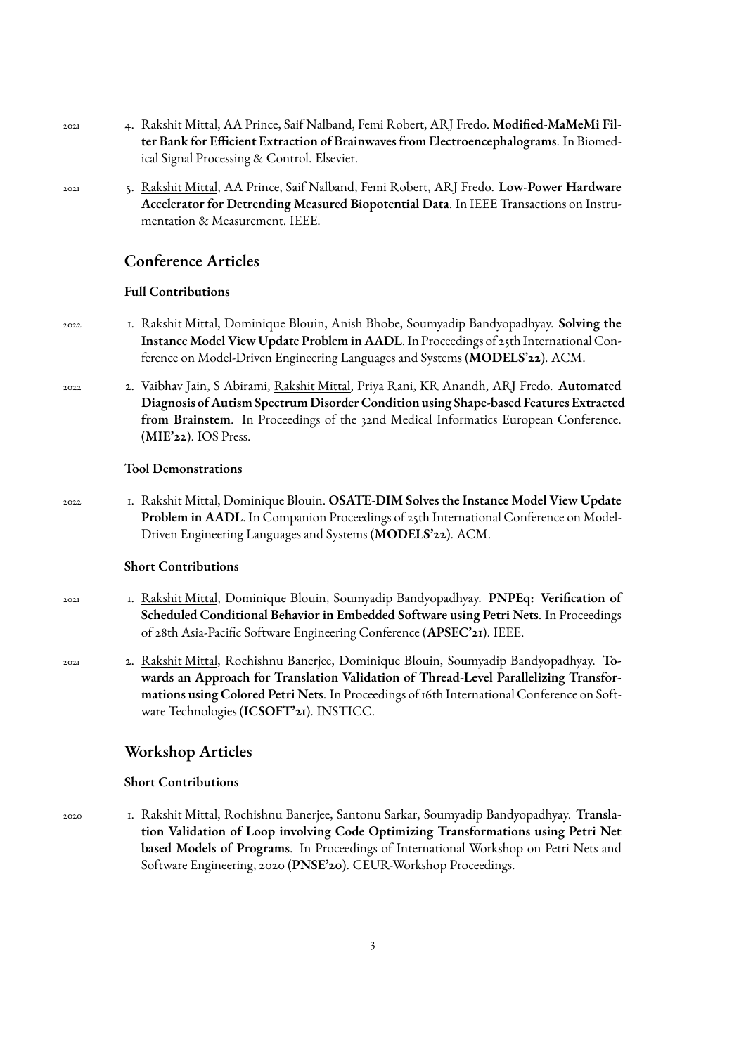2021 4. Rakshit Mittal, AA Prince, Saif Nalband, Femi Robert, ARJ Fredo. **Modified-MaMeMi Filter Bank for Efficient Extraction of Brainwaves from Electroencephalograms**. In Biomedical Signal Processing & Control. Elsevier.

2021 5. Rakshit Mittal, AA Prince, Saif Nalband, Femi Robert, ARJ Fredo. **Low-Power Hardware Accelerator for Detrending Measured Biopotential Data**. In IEEE Transactions on Instrumentation & Measurement. IEEE.

## Conference Articles

### Full Contributions

2022 1. Rakshit Mittal, Dominique Blouin, Anish Bhobe, Soumyadip Bandyopadhyay. **Solving the Instance Model View Update Problem in AADL**. In Proceedings of 25th International Conference on Model-Driven Engineering Languages and Systems (**MODELS'22**). ACM.

2022 2. Vaibhav Jain, S Abirami, Rakshit Mittal, Priya Rani, KR Anandh, ARJ Fredo. **Automated Diagnosis of Autism Spectrum Disorder Condition using Shape-based Features Extracted from Brainstem**. In Proceedings of the 32nd Medical Informatics European Conference. (**MIE'22**). IOS Press.

### Tool Demonstrations

2022 1. Rakshit Mittal, Dominique Blouin. **OSATE-DIM Solves the Instance Model View Update Problem in AADL**. In Companion Proceedings of 25th International Conference on Model-Driven Engineering Languages and Systems (**MODELS'22**). ACM.

### Short Contributions

2021 1. Rakshit Mittal, Dominique Blouin, Soumyadip Bandyopadhyay. **PNPEq: Verification of Scheduled Conditional Behavior in Embedded Software using Petri Nets**. In Proceedings of 28th Asia-Pacific Software Engineering Conference (**APSEC'21**). IEEE.

2021 2. Rakshit Mittal, Rochishnu Banerjee, Dominique Blouin, Soumyadip Bandyopadhyay. **Towards an Approach for Translation Validation of Thread-Level Parallelizing Transformations using Colored Petri Nets**. In Proceedings of 16th International Conference on Software Technologies (**ICSOFT'21**). INSTICC.

## Workshop Articles

### Short Contributions

2020 1. Rakshit Mittal, Rochishnu Banerjee, Santonu Sarkar, Soumyadip Bandyopadhyay. **Translation Validation of Loop involving Code Optimizing Transformations using Petri Net based Models of Programs**. In Proceedings of International Workshop on Petri Nets and Software Engineering, 2020 (**PNSE'20**). CEUR-Workshop Proceedings.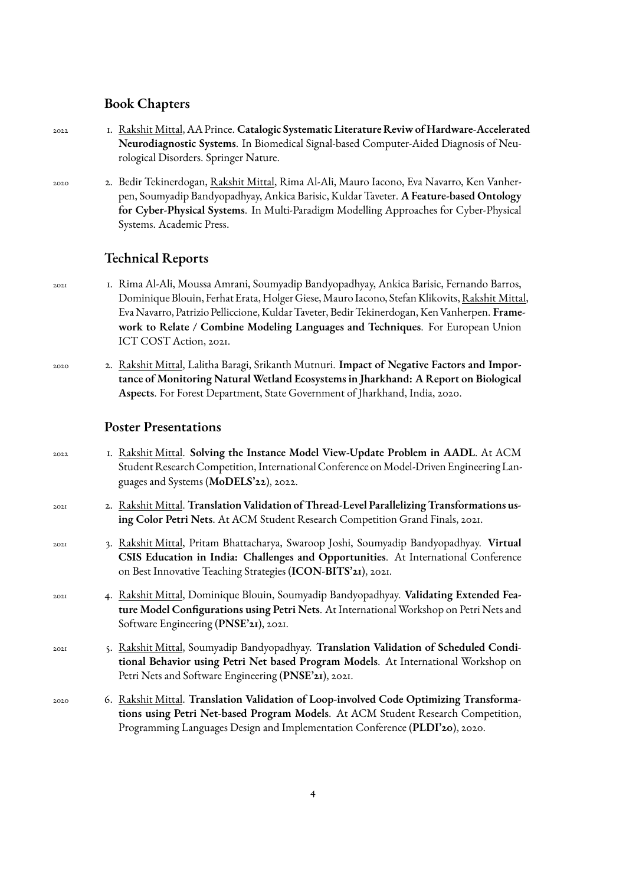## Book Chapters

2022 1. Rakshit Mittal, AA Prince. **Catalogic Systematic Literature Reviw of Hardware-Accelerated Neurodiagnostic Systems**. In Biomedical Signal-based Computer-Aided Diagnosis of Neurological Disorders. Springer Nature.

2020 2. Bedir Tekinerdogan, Rakshit Mittal, Rima Al-Ali, Mauro Iacono, Eva Navarro, Ken Vanherpen, Soumyadip Bandyopadhyay, Ankica Barisic, Kuldar Taveter. **A Feature-based Ontology for Cyber-Physical Systems**. In Multi-Paradigm Modelling Approaches for Cyber-Physical Systems. Academic Press.

## Technical Reports

2021 1. Rima Al-Ali, Moussa Amrani, Soumyadip Bandyopadhyay, Ankica Barisic, Fernando Barros, Dominique Blouin, Ferhat Erata, Holger Giese, Mauro Iacono, Stefan Klikovits, Rakshit Mittal, Eva Navarro, Patrizio Pelliccione, Kuldar Taveter, Bedir Tekinerdogan, Ken Vanherpen. **Framework to Relate / Combine Modeling Languages and Techniques**. For European Union ICT COST Action, 2021.

2020 2. Rakshit Mittal, Lalitha Baragi, Srikanth Mutnuri. **Impact of Negative Factors and Importance of Monitoring Natural Wetland Ecosystems in Jharkhand: A Report on Biological Aspects**. For Forest Department, State Government of Jharkhand, India, 2020.

## Poster Presentations

2022 1. Rakshit Mittal. **Solving the Instance Model View-Update Problem in AADL**. At ACM Student Research Competition, International Conference on Model-Driven Engineering Languages and Systems (**MoDELS'22**), 2022.

2021 2. Rakshit Mittal. **Translation Validation of Thread-Level Parallelizing Transformations using Color Petri Nets**. At ACM Student Research Competition Grand Finals, 2021.

2021 3. Rakshit Mittal, Pritam Bhattacharya, Swaroop Joshi, Soumyadip Bandyopadhyay. **Virtual CSIS Education in India: Challenges and Opportunities**. At International Conference on Best Innovative Teaching Strategies (**ICON-BITS'21**), 2021.

2021 4. Rakshit Mittal, Dominique Blouin, Soumyadip Bandyopadhyay. **Validating Extended Feature Model Configurations using Petri Nets**. At International Workshop on Petri Nets and Software Engineering (**PNSE'21**), 2021.

2021 5. Rakshit Mittal, Soumyadip Bandyopadhyay. **Translation Validation of Scheduled Conditional Behavior using Petri Net based Program Models**. At International Workshop on Petri Nets and Software Engineering (**PNSE'21**), 2021.

2020 6. Rakshit Mittal. **Translation Validation of Loop-involved Code Optimizing Transformations using Petri Net-based Program Models**. At ACM Student Research Competition, Programming Languages Design and Implementation Conference (**PLDI'20**), 2020.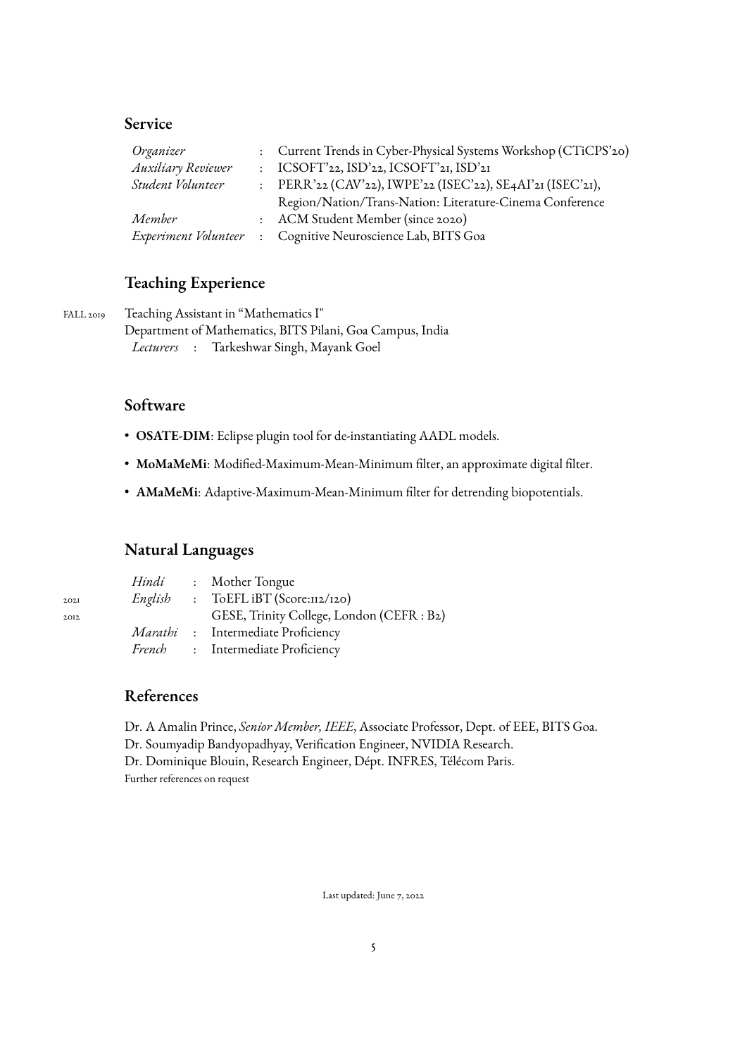## Service

| | | |
|---|---|---|
| *Organizer* | : | Current Trends in Cyber-Physical Systems Workshop (CTiCPS'20) |
| *Auxiliary Reviewer* | : | ICSOFT'22, ISD'22, ICSOFT'21, ISD'21 |
| *Student Volunteer* | : | PERR'22 (CAV'22), IWPE'22 (ISEC'22), SE4AI'21 (ISEC'21), Region/Nation/Trans-Nation: Literature-Cinema Conference |
| *Member* | : | ACM Student Member (since 2020) |
| *Experiment Volunteer* | : | Cognitive Neuroscience Lab, BITS Goa |

## Teaching Experience

FALL 2019 Teaching Assistant in "Mathematics I"
Department of Mathematics, BITS Pilani, Goa Campus, India
*Lecturers* : Tarkeshwar Singh, Mayank Goel

## Software

- **OSATE-DIM**: Eclipse plugin tool for de-instantiating AADL models.
- **MoMaMeMi**: Modified-Maximum-Mean-Minimum filter, an approximate digital filter.
- **AMaMeMi**: Adaptive-Maximum-Mean-Minimum filter for detrending biopotentials.

## Natural Languages

| | | | |
|---|---|---|---|
| | *Hindi* | : | Mother Tongue |
| 2021 | *English* | : | ToEFL iBT (Score:112/120) |
| 2012 | | | GESE, Trinity College, London (CEFR : B2) |
| | *Marathi* | : | Intermediate Proficiency |
| | *French* | : | Intermediate Proficiency |

## References

Dr. A Amalin Prince, *Senior Member, IEEE*, Associate Professor, Dept. of EEE, BITS Goa.
Dr. Soumyadip Bandyopadhyay, Verification Engineer, NVIDIA Research.
Dr. Dominique Blouin, Research Engineer, Dépt. INFRES, Télécom Paris.
Further references on request

Last updated: June 7, 2022